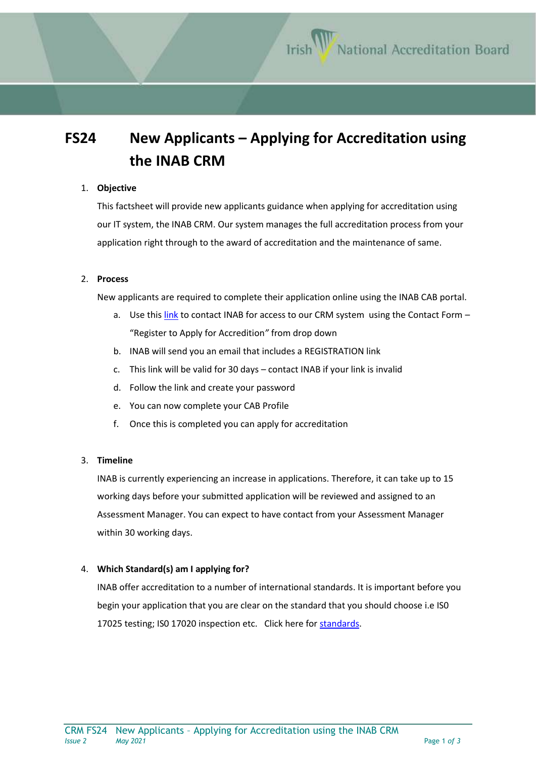# FS24 New Applicants – Applying for Accreditation using the INAB CRM

1. **Objective**

   This factsheet will provide new applicants guidance when applying for accreditation using our IT system, the INAB CRM. Our system manages the full accreditation process from your application right through to the award of accreditation and the maintenance of same.

2. **Process**

   New applicants are required to complete their application online using the INAB CAB portal.

   a. Use this link to contact INAB for access to our CRM system using the Contact Form – "Register to Apply for Accredition" from drop down
   b. INAB will send you an email that includes a REGISTRATION link
   c. This link will be valid for 30 days – contact INAB if your link is invalid
   d. Follow the link and create your password
   e. You can now complete your CAB Profile
   f. Once this is completed you can apply for accreditation

3. **Timeline**

   INAB is currently experiencing an increase in applications. Therefore, it can take up to 15 working days before your submitted application will be reviewed and assigned to an Assessment Manager. You can expect to have contact from your Assessment Manager within 30 working days.

4. **Which Standard(s) am I applying for?**

   INAB offer accreditation to a number of international standards. It is important before you begin your application that you are clear on the standard that you should choose i.e IS0 17025 testing; IS0 17020 inspection etc. Click here for standards.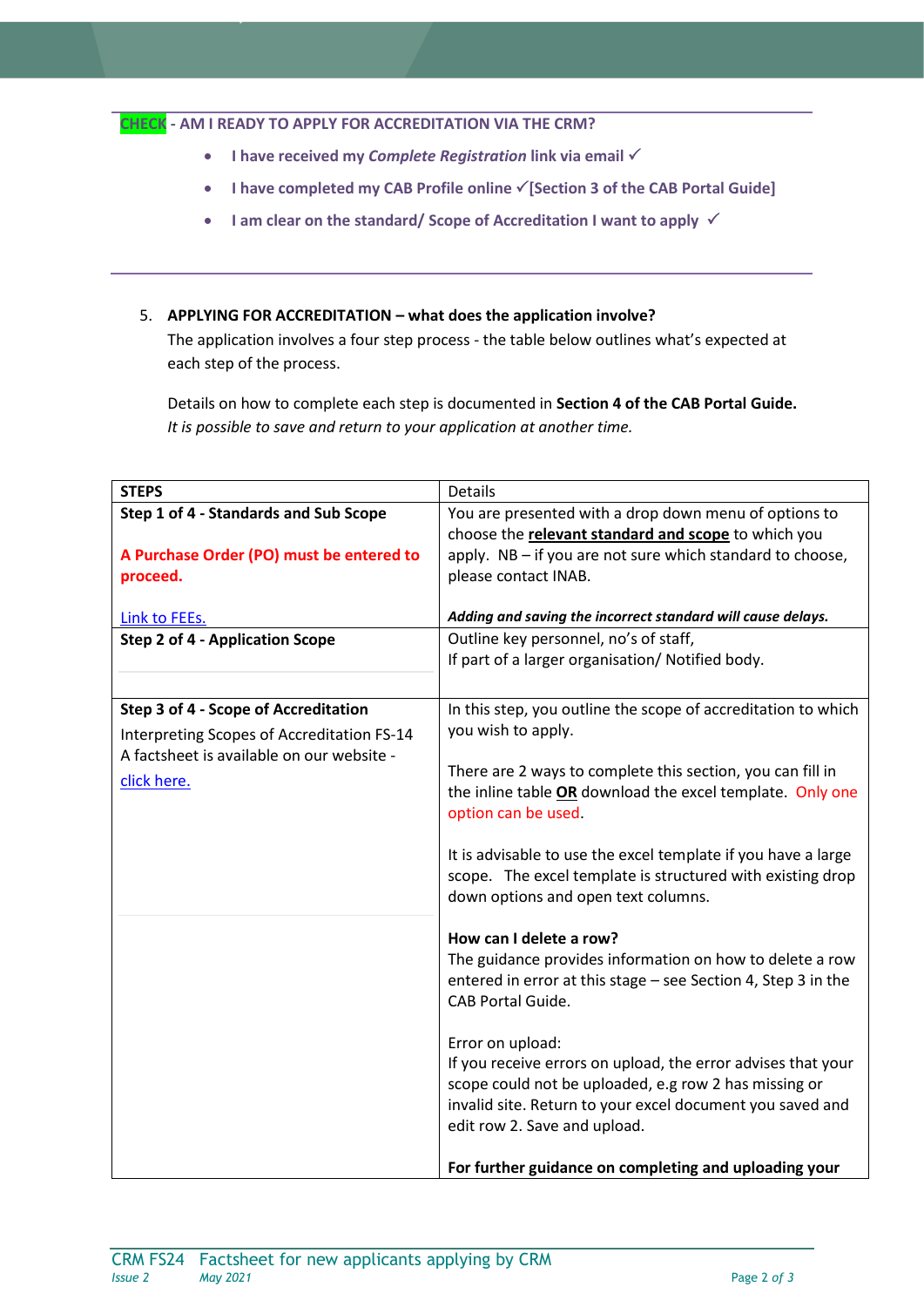**CHECK - AM I READY TO APPLY FOR ACCREDITATION VIA THE CRM?**

- **I have received my *Complete Registration* link via email ✓**
- **I have completed my CAB Profile online ✓[Section 3 of the CAB Portal Guide]**
- **I am clear on the standard/ Scope of Accreditation I want to apply ✓**

5. **APPLYING FOR ACCREDITATION – what does the application involve?**

   The application involves a four step process - the table below outlines what's expected at each step of the process.

   Details on how to complete each step is documented in **Section 4 of the CAB Portal Guide.**
   *It is possible to save and return to your application at another time.*

| STEPS | Details |
|---|---|
| **Step 1 of 4 - Standards and Sub Scope**<br><br>**A Purchase Order (PO) must be entered to proceed.**<br><br>Link to FEEs. | You are presented with a drop down menu of options to choose the **relevant standard and scope** to which you apply. NB – if you are not sure which standard to choose, please contact INAB.<br><br>***Adding and saving the incorrect standard will cause delays.*** |
| **Step 2 of 4 - Application Scope** | Outline key personnel, no's of staff,<br>If part of a larger organisation/ Notified body. |
| **Step 3 of 4 - Scope of Accreditation**<br>Interpreting Scopes of Accreditation FS-14<br>A factsheet is available on our website - click here. | In this step, you outline the scope of accreditation to which you wish to apply.<br><br>There are 2 ways to complete this section, you can fill in the inline table **OR** download the excel template. Only one option can be used.<br><br>It is advisable to use the excel template if you have a large scope. The excel template is structured with existing drop down options and open text columns.<br><br>**How can I delete a row?**<br>The guidance provides information on how to delete a row entered in error at this stage – see Section 4, Step 3 in the CAB Portal Guide.<br><br>Error on upload:<br>If you receive errors on upload, the error advises that your scope could not be uploaded, e.g row 2 has missing or invalid site. Return to your excel document you saved and edit row 2. Save and upload.<br><br>**For further guidance on completing and uploading your** |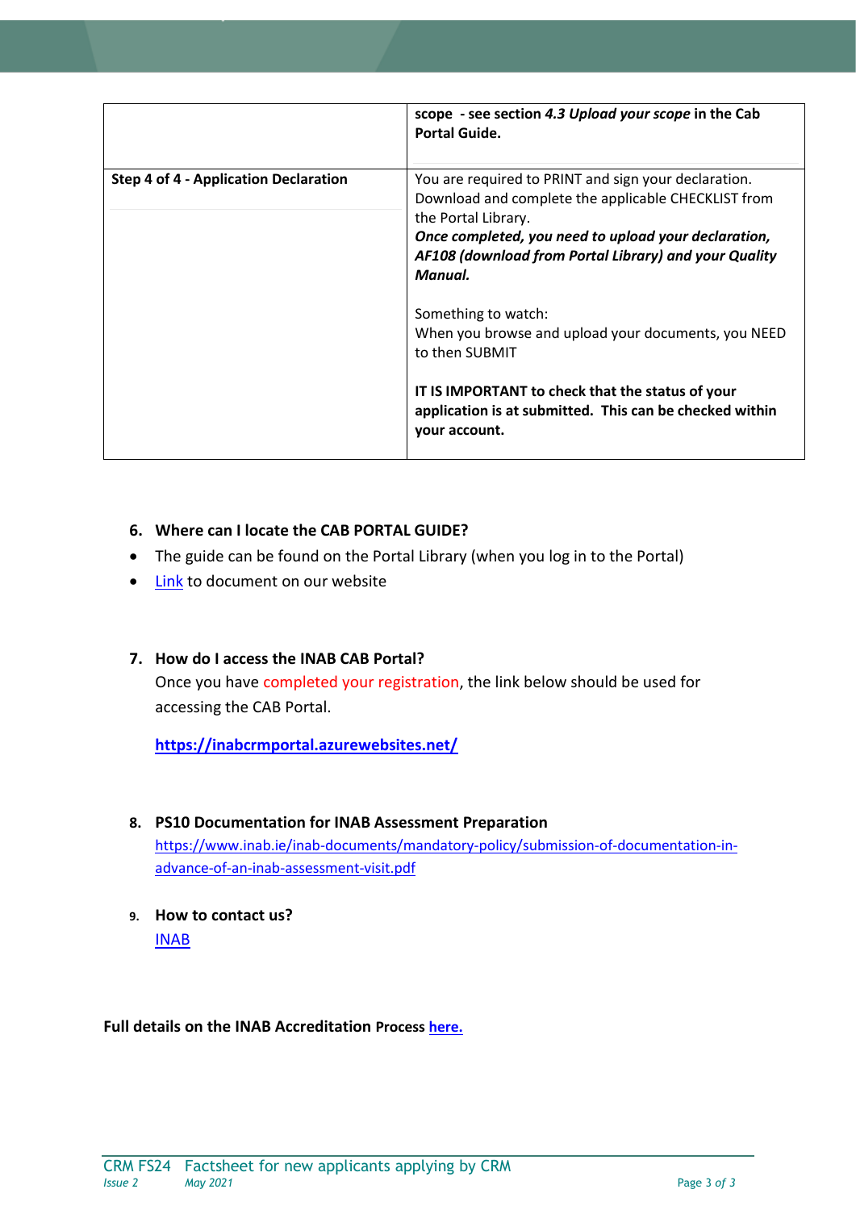| | |
|---|---|
| | **scope - see section *4.3 Upload your scope* in the Cab Portal Guide.** |
| **Step 4 of 4 - Application Declaration** | You are required to PRINT and sign your declaration. Download and complete the applicable CHECKLIST from the Portal Library.<br>***Once completed, you need to upload your declaration, AF108 (download from Portal Library) and your Quality Manual.***<br><br>Something to watch:<br>When you browse and upload your documents, you NEED to then SUBMIT<br><br>**IT IS IMPORTANT to check that the status of your application is at submitted. This can be checked within your account.** |

6. **Where can I locate the CAB PORTAL GUIDE?**

- The guide can be found on the Portal Library (when you log in to the Portal)
- Link to document on our website

7. **How do I access the INAB CAB Portal?**

   Once you have completed your registration, the link below should be used for accessing the CAB Portal.

   **https://inabcrmportal.azurewebsites.net/**

8. **PS10 Documentation for INAB Assessment Preparation**

   https://www.inab.ie/inab-documents/mandatory-policy/submission-of-documentation-in-advance-of-an-inab-assessment-visit.pdf

9. **How to contact us?**

   INAB

**Full details on the INAB Accreditation Process here.**